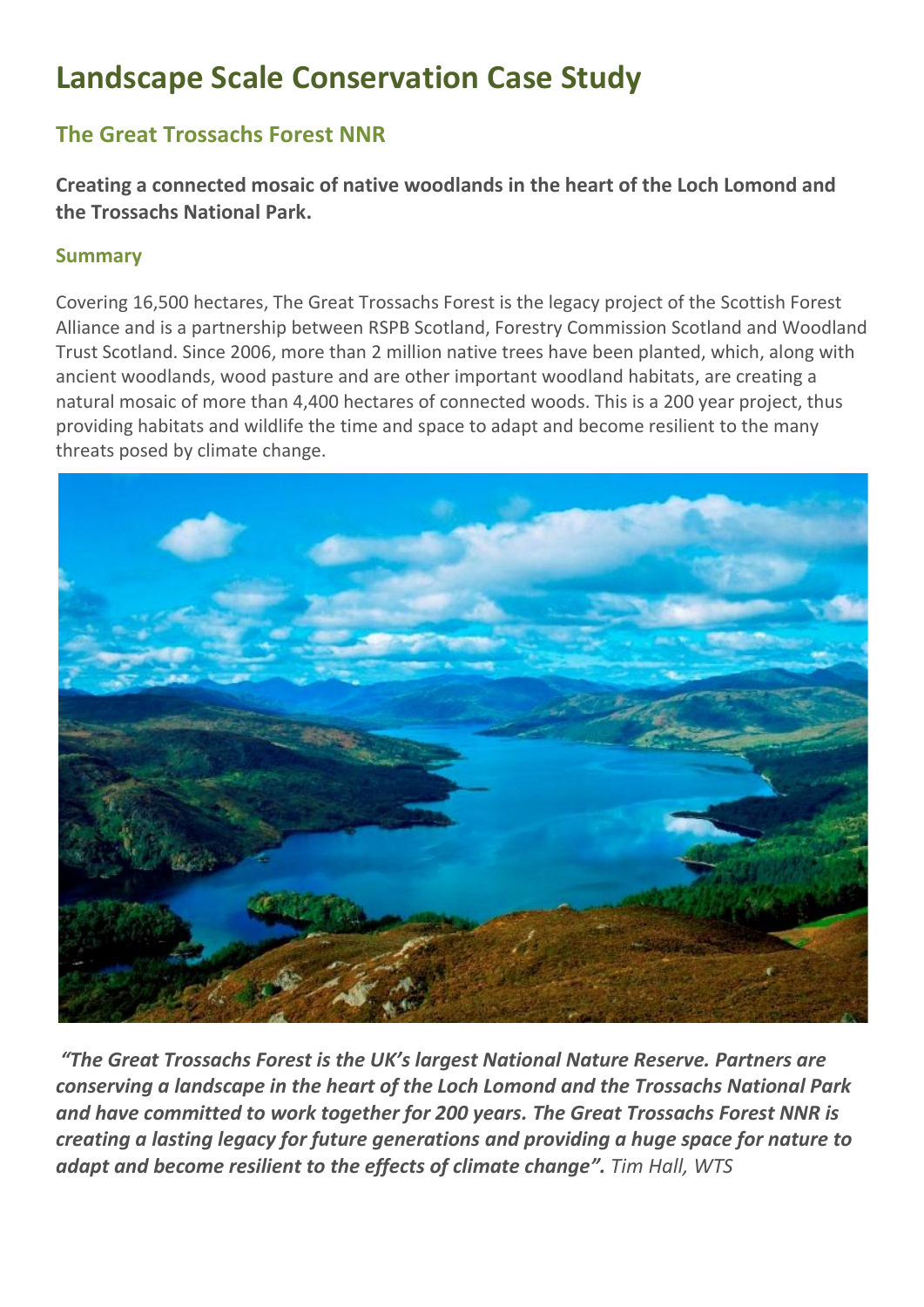# Landscape Scale Conservation Case Study

## The Great Trossachs Forest NNR

**Creating a connected mosaic of native woodlands in the heart of the Loch Lomond and the Trossachs National Park.**

### Summary

Covering 16,500 hectares, The Great Trossachs Forest is the legacy project of the Scottish Forest Alliance and is a partnership between RSPB Scotland, Forestry Commission Scotland and Woodland Trust Scotland. Since 2006, more than 2 million native trees have been planted, which, along with ancient woodlands, wood pasture and are other important woodland habitats, are creating a natural mosaic of more than 4,400 hectares of connected woods. This is a 200 year project, thus providing habitats and wildlife the time and space to adapt and become resilient to the many threats posed by climate change.

***"The Great Trossachs Forest is the UK's largest National Nature Reserve. Partners are conserving a landscape in the heart of the Loch Lomond and the Trossachs National Park and have committed to work together for 200 years. The Great Trossachs Forest NNR is creating a lasting legacy for future generations and providing a huge space for nature to adapt and become resilient to the effects of climate change".*** *Tim Hall, WTS*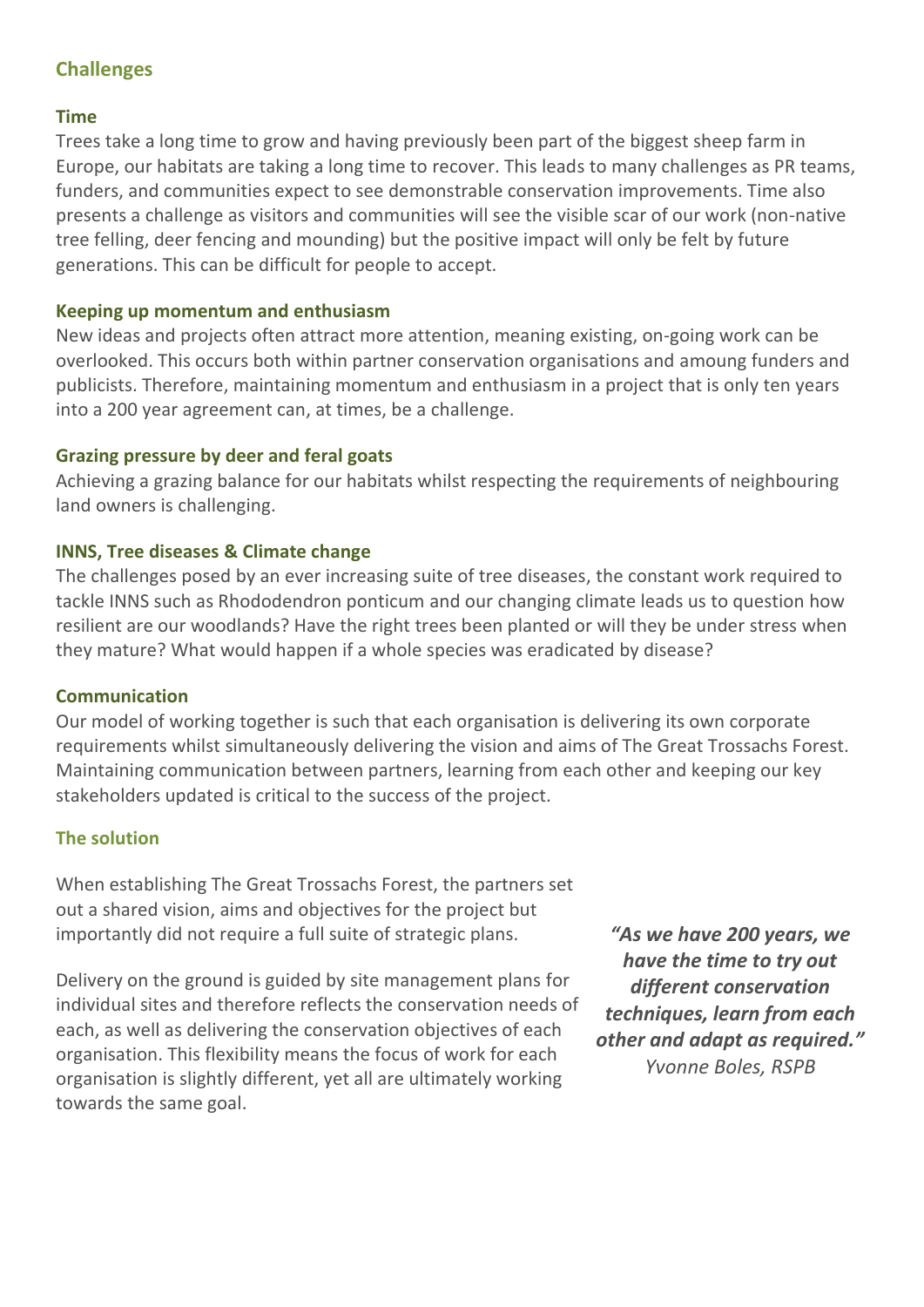## Challenges

### Time

Trees take a long time to grow and having previously been part of the biggest sheep farm in Europe, our habitats are taking a long time to recover. This leads to many challenges as PR teams, funders, and communities expect to see demonstrable conservation improvements. Time also presents a challenge as visitors and communities will see the visible scar of our work (non-native tree felling, deer fencing and mounding) but the positive impact will only be felt by future generations. This can be difficult for people to accept.

### Keeping up momentum and enthusiasm

New ideas and projects often attract more attention, meaning existing, on-going work can be overlooked. This occurs both within partner conservation organisations and amoung funders and publicists. Therefore, maintaining momentum and enthusiasm in a project that is only ten years into a 200 year agreement can, at times, be a challenge.

### Grazing pressure by deer and feral goats

Achieving a grazing balance for our habitats whilst respecting the requirements of neighbouring land owners is challenging.

### INNS, Tree diseases & Climate change

The challenges posed by an ever increasing suite of tree diseases, the constant work required to tackle INNS such as Rhododendron ponticum and our changing climate leads us to question how resilient are our woodlands? Have the right trees been planted or will they be under stress when they mature? What would happen if a whole species was eradicated by disease?

### Communication

Our model of working together is such that each organisation is delivering its own corporate requirements whilst simultaneously delivering the vision and aims of The Great Trossachs Forest. Maintaining communication between partners, learning from each other and keeping our key stakeholders updated is critical to the success of the project.

## The solution

When establishing The Great Trossachs Forest, the partners set out a shared vision, aims and objectives for the project but importantly did not require a full suite of strategic plans.

Delivery on the ground is guided by site management plans for individual sites and therefore reflects the conservation needs of each, as well as delivering the conservation objectives of each organisation. This flexibility means the focus of work for each organisation is slightly different, yet all are ultimately working towards the same goal.

> ***"As we have 200 years, we have the time to try out different conservation techniques, learn from each other and adapt as required."***
> *Yvonne Boles, RSPB*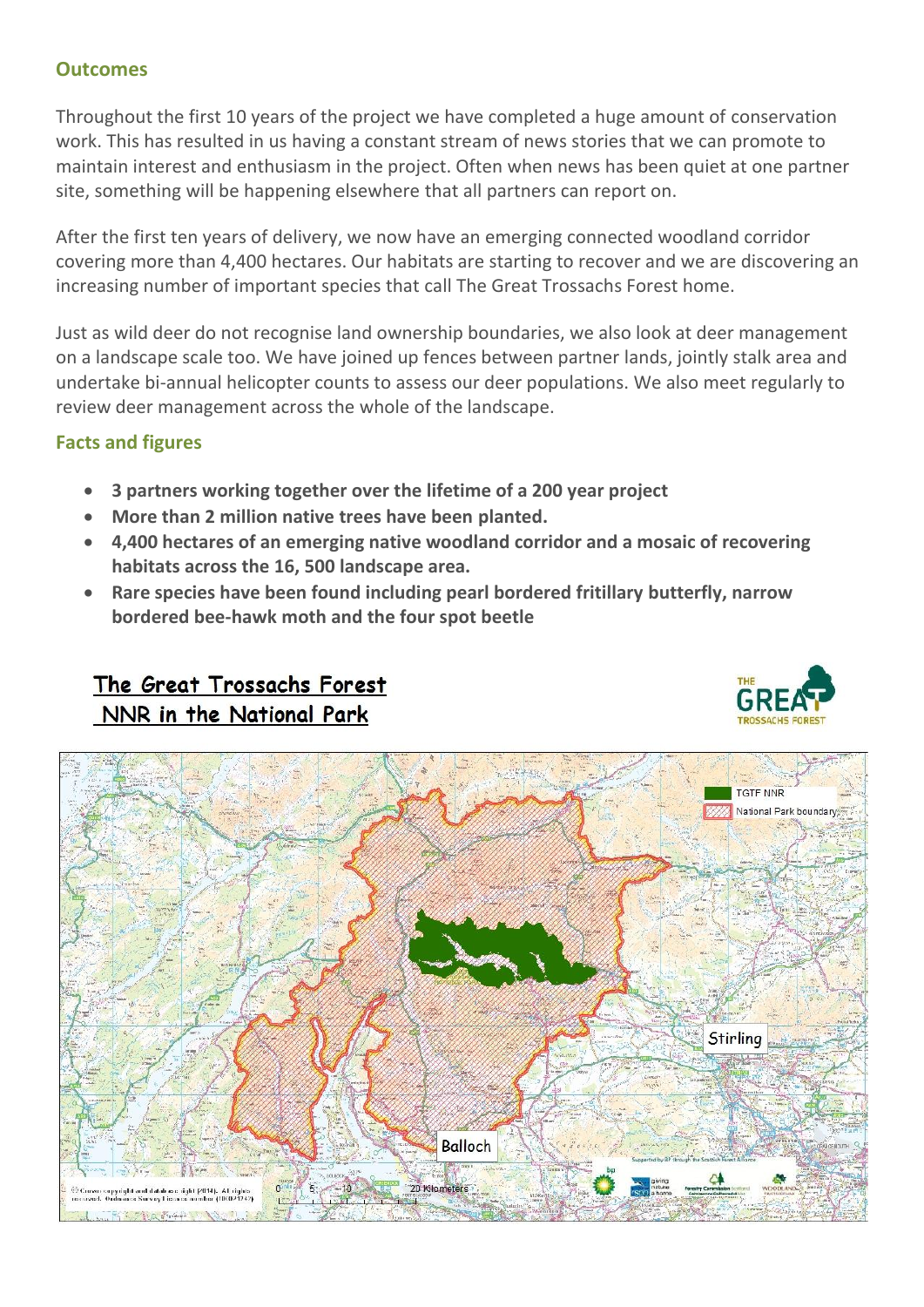## Outcomes

Throughout the first 10 years of the project we have completed a huge amount of conservation work. This has resulted in us having a constant stream of news stories that we can promote to maintain interest and enthusiasm in the project. Often when news has been quiet at one partner site, something will be happening elsewhere that all partners can report on.

After the first ten years of delivery, we now have an emerging connected woodland corridor covering more than 4,400 hectares. Our habitats are starting to recover and we are discovering an increasing number of important species that call The Great Trossachs Forest home.

Just as wild deer do not recognise land ownership boundaries, we also look at deer management on a landscape scale too. We have joined up fences between partner lands, jointly stalk area and undertake bi-annual helicopter counts to assess our deer populations. We also meet regularly to review deer management across the whole of the landscape.

## Facts and figures

- **3 partners working together over the lifetime of a 200 year project**
- **More than 2 million native trees have been planted.**
- **4,400 hectares of an emerging native woodland corridor and a mosaic of recovering habitats across the 16, 500 landscape area.**
- **Rare species have been found including pearl bordered fritillary butterfly, narrow bordered bee-hawk moth and the four spot beetle**

**The Great Trossachs Forest NNR in the National Park**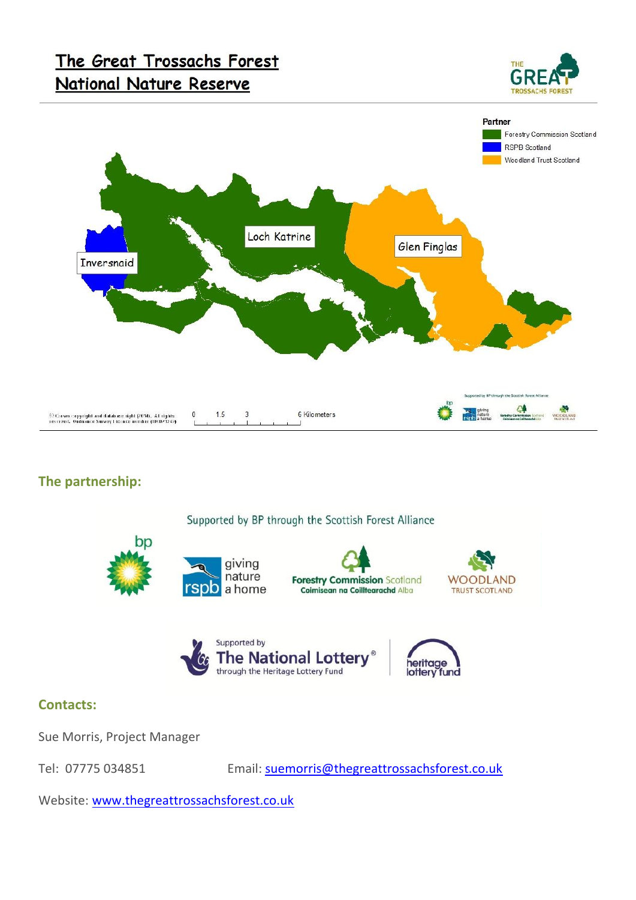# The Great Trossachs Forest National Nature Reserve

Partner
Forestry Commission Scotland
RSPB Scotland
Woodland Trust Scotland

Loch Katrine
Glen Finglas
Inversnaid

© Crown copyright and database right (2014). All rights reserved. Ordnance Survey Licence number (100021242)

0 1.5 3 6 Kilometers

## The partnership:

Supported by BP through the Scottish Forest Alliance

bp
rspb giving nature a home
Forestry Commission Scotland Coimisean na Coilltearachd Alba
WOODLAND TRUST SCOTLAND

Supported by The National Lottery® through the Heritage Lottery Fund
heritage lottery fund

## Contacts:

Sue Morris, Project Manager

Tel: 07775 034851 Email: suemorris@thegreattrossachsforest.co.uk

Website: www.thegreattrossachsforest.co.uk